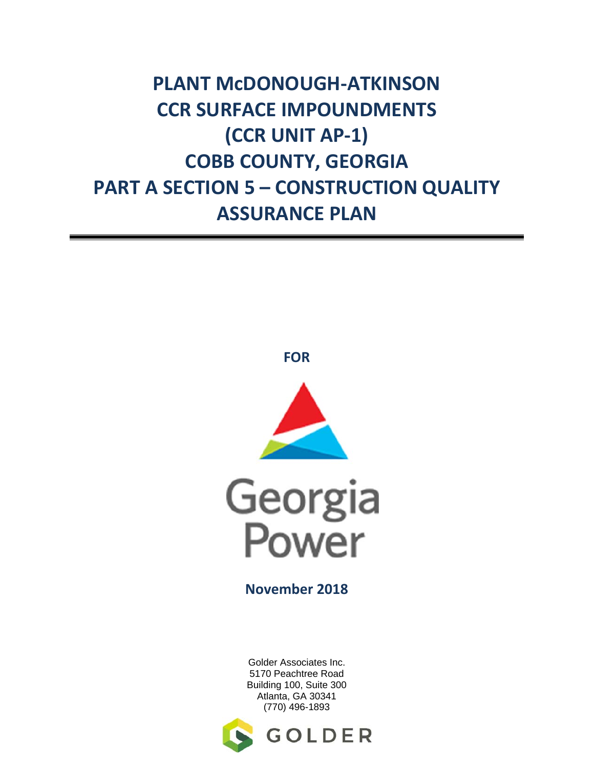# PLANT McDONOUGH-ATKINSON CCR SURFACE IMPOUNDMENTS (CCR UNIT AP-1) COBB COUNTY, GEORGIA PART A SECTION 5 – CONSTRUCTION QUALITY ASSURANCE PLAN

**FOR**

Georgia Power

**November 2018**

Golder Associates Inc.
5170 Peachtree Road
Building 100, Suite 300
Atlanta, GA 30341
(770) 496-1893

GOLDER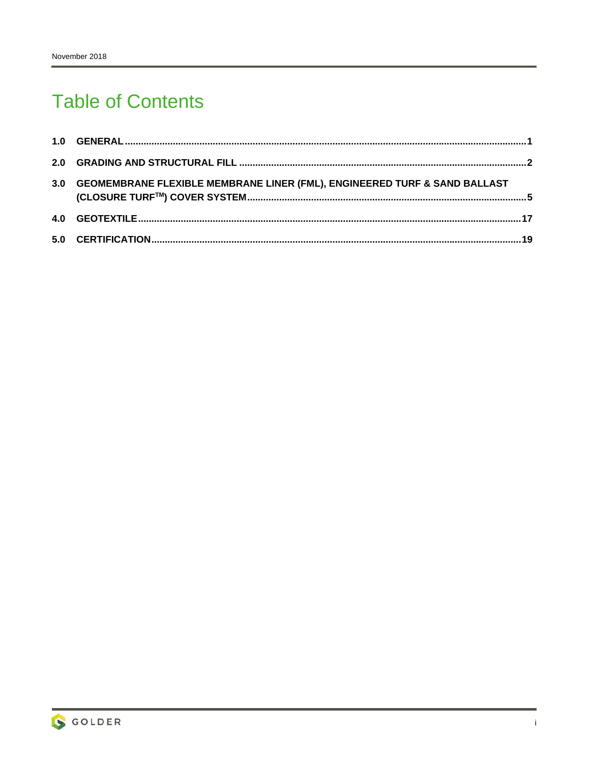# Table of Contents

1.0 GENERAL ....................................................................................................................................................1

2.0 GRADING AND STRUCTURAL FILL ..........................................................................................................2

3.0 GEOMEMBRANE FLEXIBLE MEMBRANE LINER (FML), ENGINEERED TURF & SAND BALLAST (CLOSURE TURF™) COVER SYSTEM........................................................................................................5

4.0 GEOTEXTILE.............................................................................................................................................17

5.0 CERTIFICATION.........................................................................................................................................19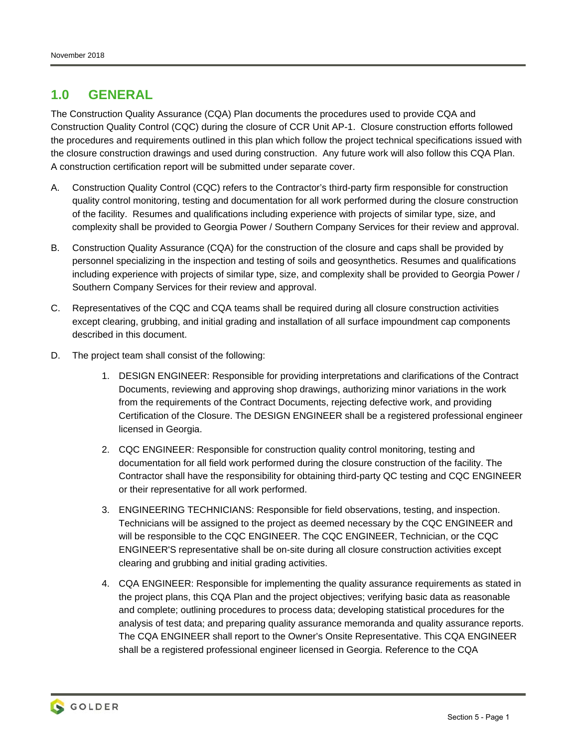# 1.0 GENERAL

The Construction Quality Assurance (CQA) Plan documents the procedures used to provide CQA and Construction Quality Control (CQC) during the closure of CCR Unit AP-1. Closure construction efforts followed the procedures and requirements outlined in this plan which follow the project technical specifications issued with the closure construction drawings and used during construction. Any future work will also follow this CQA Plan. A construction certification report will be submitted under separate cover.

A. Construction Quality Control (CQC) refers to the Contractor's third-party firm responsible for construction quality control monitoring, testing and documentation for all work performed during the closure construction of the facility. Resumes and qualifications including experience with projects of similar type, size, and complexity shall be provided to Georgia Power / Southern Company Services for their review and approval.

B. Construction Quality Assurance (CQA) for the construction of the closure and caps shall be provided by personnel specializing in the inspection and testing of soils and geosynthetics. Resumes and qualifications including experience with projects of similar type, size, and complexity shall be provided to Georgia Power / Southern Company Services for their review and approval.

C. Representatives of the CQC and CQA teams shall be required during all closure construction activities except clearing, grubbing, and initial grading and installation of all surface impoundment cap components described in this document.

D. The project team shall consist of the following:

1. DESIGN ENGINEER: Responsible for providing interpretations and clarifications of the Contract Documents, reviewing and approving shop drawings, authorizing minor variations in the work from the requirements of the Contract Documents, rejecting defective work, and providing Certification of the Closure. The DESIGN ENGINEER shall be a registered professional engineer licensed in Georgia.

2. CQC ENGINEER: Responsible for construction quality control monitoring, testing and documentation for all field work performed during the closure construction of the facility. The Contractor shall have the responsibility for obtaining third-party QC testing and CQC ENGINEER or their representative for all work performed.

3. ENGINEERING TECHNICIANS: Responsible for field observations, testing, and inspection. Technicians will be assigned to the project as deemed necessary by the CQC ENGINEER and will be responsible to the CQC ENGINEER. The CQC ENGINEER, Technician, or the CQC ENGINEER'S representative shall be on-site during all closure construction activities except clearing and grubbing and initial grading activities.

4. CQA ENGINEER: Responsible for implementing the quality assurance requirements as stated in the project plans, this CQA Plan and the project objectives; verifying basic data as reasonable and complete; outlining procedures to process data; developing statistical procedures for the analysis of test data; and preparing quality assurance memoranda and quality assurance reports. The CQA ENGINEER shall report to the Owner's Onsite Representative. This CQA ENGINEER shall be a registered professional engineer licensed in Georgia. Reference to the CQA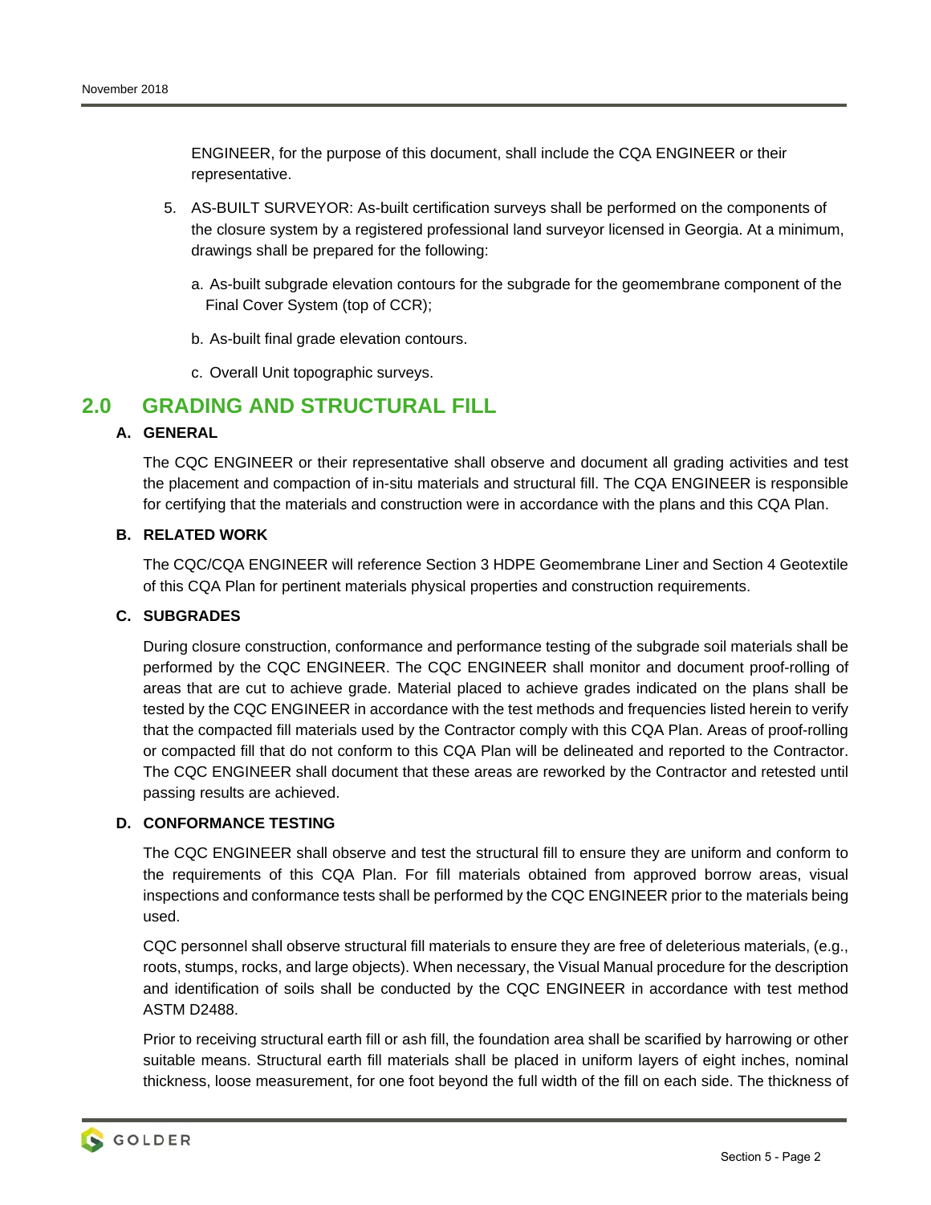ENGINEER, for the purpose of this document, shall include the CQA ENGINEER or their representative.

5. AS-BUILT SURVEYOR: As-built certification surveys shall be performed on the components of the closure system by a registered professional land surveyor licensed in Georgia. At a minimum, drawings shall be prepared for the following:

   a. As-built subgrade elevation contours for the subgrade for the geomembrane component of the Final Cover System (top of CCR);

   b. As-built final grade elevation contours.

   c. Overall Unit topographic surveys.

## 2.0 GRADING AND STRUCTURAL FILL

### A. GENERAL

The CQC ENGINEER or their representative shall observe and document all grading activities and test the placement and compaction of in-situ materials and structural fill. The CQA ENGINEER is responsible for certifying that the materials and construction were in accordance with the plans and this CQA Plan.

### B. RELATED WORK

The CQC/CQA ENGINEER will reference Section 3 HDPE Geomembrane Liner and Section 4 Geotextile of this CQA Plan for pertinent materials physical properties and construction requirements.

### C. SUBGRADES

During closure construction, conformance and performance testing of the subgrade soil materials shall be performed by the CQC ENGINEER. The CQC ENGINEER shall monitor and document proof-rolling of areas that are cut to achieve grade. Material placed to achieve grades indicated on the plans shall be tested by the CQC ENGINEER in accordance with the test methods and frequencies listed herein to verify that the compacted fill materials used by the Contractor comply with this CQA Plan. Areas of proof-rolling or compacted fill that do not conform to this CQA Plan will be delineated and reported to the Contractor. The CQC ENGINEER shall document that these areas are reworked by the Contractor and retested until passing results are achieved.

### D. CONFORMANCE TESTING

The CQC ENGINEER shall observe and test the structural fill to ensure they are uniform and conform to the requirements of this CQA Plan. For fill materials obtained from approved borrow areas, visual inspections and conformance tests shall be performed by the CQC ENGINEER prior to the materials being used.

CQC personnel shall observe structural fill materials to ensure they are free of deleterious materials, (e.g., roots, stumps, rocks, and large objects). When necessary, the Visual Manual procedure for the description and identification of soils shall be conducted by the CQC ENGINEER in accordance with test method ASTM D2488.

Prior to receiving structural earth fill or ash fill, the foundation area shall be scarified by harrowing or other suitable means. Structural earth fill materials shall be placed in uniform layers of eight inches, nominal thickness, loose measurement, for one foot beyond the full width of the fill on each side. The thickness of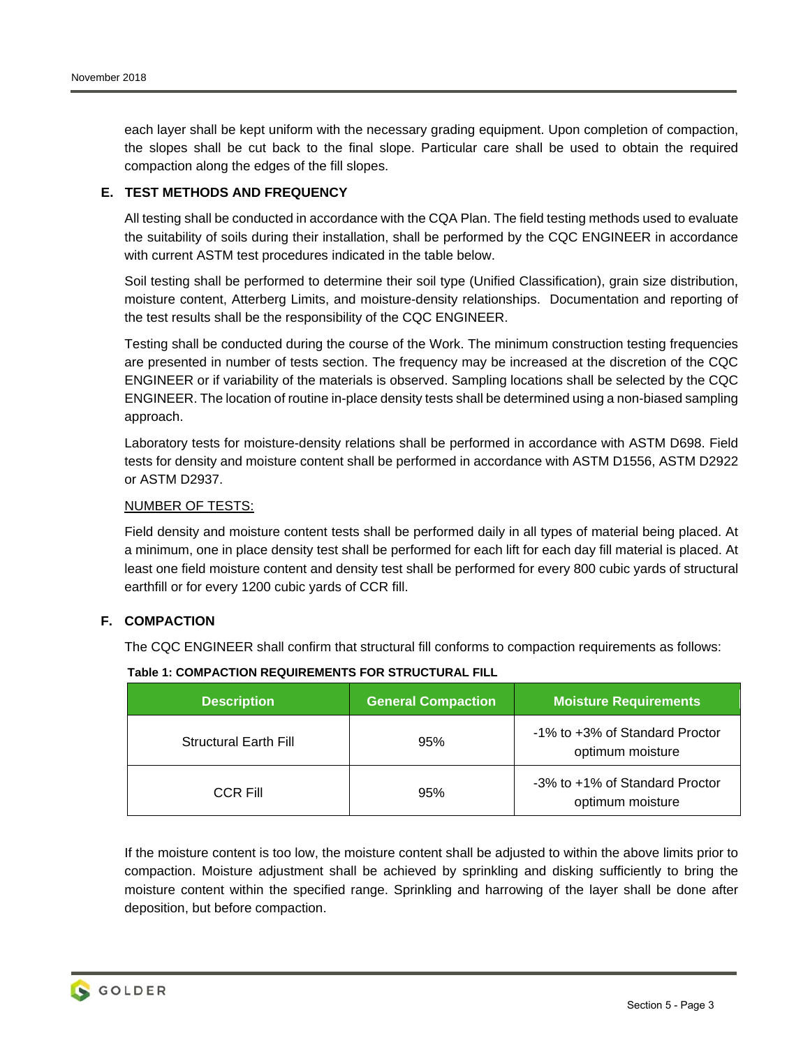each layer shall be kept uniform with the necessary grading equipment. Upon completion of compaction, the slopes shall be cut back to the final slope. Particular care shall be used to obtain the required compaction along the edges of the fill slopes.

### E. TEST METHODS AND FREQUENCY

All testing shall be conducted in accordance with the CQA Plan. The field testing methods used to evaluate the suitability of soils during their installation, shall be performed by the CQC ENGINEER in accordance with current ASTM test procedures indicated in the table below.

Soil testing shall be performed to determine their soil type (Unified Classification), grain size distribution, moisture content, Atterberg Limits, and moisture-density relationships. Documentation and reporting of the test results shall be the responsibility of the CQC ENGINEER.

Testing shall be conducted during the course of the Work. The minimum construction testing frequencies are presented in number of tests section. The frequency may be increased at the discretion of the CQC ENGINEER or if variability of the materials is observed. Sampling locations shall be selected by the CQC ENGINEER. The location of routine in-place density tests shall be determined using a non-biased sampling approach.

Laboratory tests for moisture-density relations shall be performed in accordance with ASTM D698. Field tests for density and moisture content shall be performed in accordance with ASTM D1556, ASTM D2922 or ASTM D2937.

<u>NUMBER OF TESTS:</u>

Field density and moisture content tests shall be performed daily in all types of material being placed. At a minimum, one in place density test shall be performed for each lift for each day fill material is placed. At least one field moisture content and density test shall be performed for every 800 cubic yards of structural earthfill or for every 1200 cubic yards of CCR fill.

### F. COMPACTION

The CQC ENGINEER shall confirm that structural fill conforms to compaction requirements as follows:

**Table 1: COMPACTION REQUIREMENTS FOR STRUCTURAL FILL**

| Description | General Compaction | Moisture Requirements |
|---|---|---|
| Structural Earth Fill | 95% | -1% to +3% of Standard Proctor optimum moisture |
| CCR Fill | 95% | -3% to +1% of Standard Proctor optimum moisture |

If the moisture content is too low, the moisture content shall be adjusted to within the above limits prior to compaction. Moisture adjustment shall be achieved by sprinkling and disking sufficiently to bring the moisture content within the specified range. Sprinkling and harrowing of the layer shall be done after deposition, but before compaction.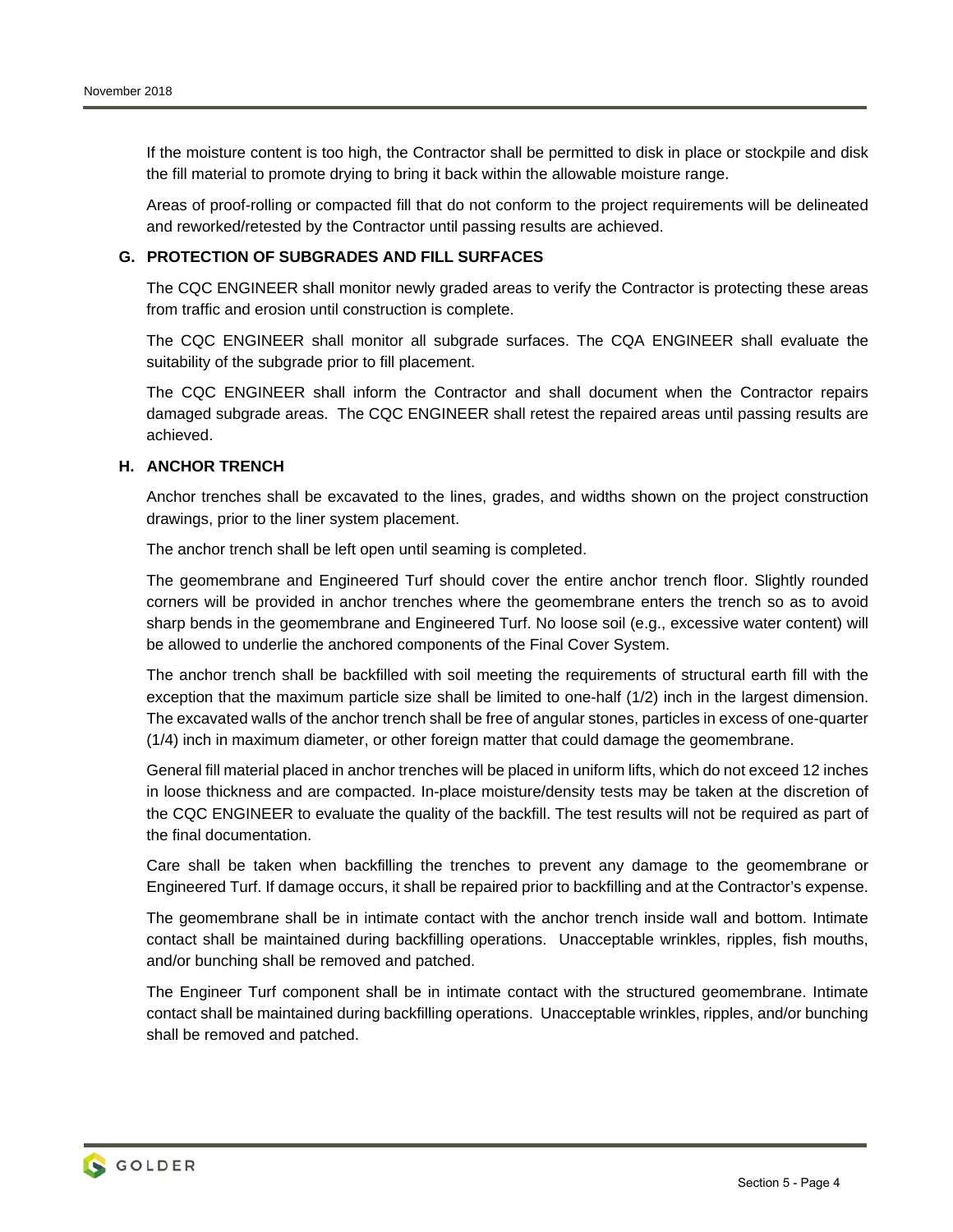If the moisture content is too high, the Contractor shall be permitted to disk in place or stockpile and disk the fill material to promote drying to bring it back within the allowable moisture range.

Areas of proof-rolling or compacted fill that do not conform to the project requirements will be delineated and reworked/retested by the Contractor until passing results are achieved.

### G. PROTECTION OF SUBGRADES AND FILL SURFACES

The CQC ENGINEER shall monitor newly graded areas to verify the Contractor is protecting these areas from traffic and erosion until construction is complete.

The CQC ENGINEER shall monitor all subgrade surfaces. The CQA ENGINEER shall evaluate the suitability of the subgrade prior to fill placement.

The CQC ENGINEER shall inform the Contractor and shall document when the Contractor repairs damaged subgrade areas. The CQC ENGINEER shall retest the repaired areas until passing results are achieved.

### H. ANCHOR TRENCH

Anchor trenches shall be excavated to the lines, grades, and widths shown on the project construction drawings, prior to the liner system placement.

The anchor trench shall be left open until seaming is completed.

The geomembrane and Engineered Turf should cover the entire anchor trench floor. Slightly rounded corners will be provided in anchor trenches where the geomembrane enters the trench so as to avoid sharp bends in the geomembrane and Engineered Turf. No loose soil (e.g., excessive water content) will be allowed to underlie the anchored components of the Final Cover System.

The anchor trench shall be backfilled with soil meeting the requirements of structural earth fill with the exception that the maximum particle size shall be limited to one-half (1/2) inch in the largest dimension. The excavated walls of the anchor trench shall be free of angular stones, particles in excess of one-quarter (1/4) inch in maximum diameter, or other foreign matter that could damage the geomembrane.

General fill material placed in anchor trenches will be placed in uniform lifts, which do not exceed 12 inches in loose thickness and are compacted. In-place moisture/density tests may be taken at the discretion of the CQC ENGINEER to evaluate the quality of the backfill. The test results will not be required as part of the final documentation.

Care shall be taken when backfilling the trenches to prevent any damage to the geomembrane or Engineered Turf. If damage occurs, it shall be repaired prior to backfilling and at the Contractor's expense.

The geomembrane shall be in intimate contact with the anchor trench inside wall and bottom. Intimate contact shall be maintained during backfilling operations. Unacceptable wrinkles, ripples, fish mouths, and/or bunching shall be removed and patched.

The Engineer Turf component shall be in intimate contact with the structured geomembrane. Intimate contact shall be maintained during backfilling operations. Unacceptable wrinkles, ripples, and/or bunching shall be removed and patched.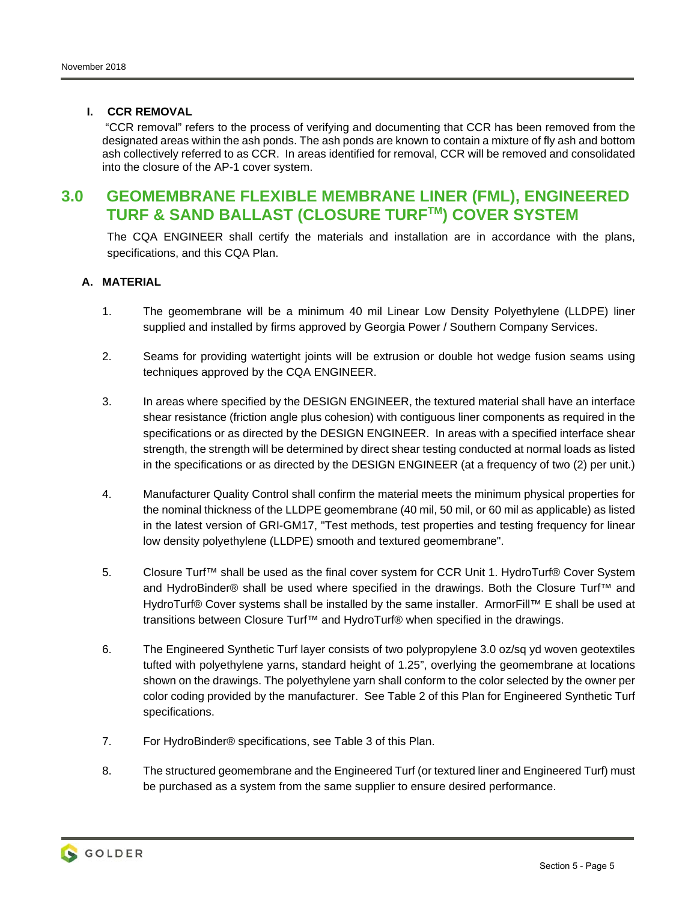### I. CCR REMOVAL

"CCR removal" refers to the process of verifying and documenting that CCR has been removed from the designated areas within the ash ponds. The ash ponds are known to contain a mixture of fly ash and bottom ash collectively referred to as CCR. In areas identified for removal, CCR will be removed and consolidated into the closure of the AP-1 cover system.

## 3.0 GEOMEMBRANE FLEXIBLE MEMBRANE LINER (FML), ENGINEERED TURF & SAND BALLAST (CLOSURE TURF™) COVER SYSTEM

The CQA ENGINEER shall certify the materials and installation are in accordance with the plans, specifications, and this CQA Plan.

### A. MATERIAL

1. The geomembrane will be a minimum 40 mil Linear Low Density Polyethylene (LLDPE) liner supplied and installed by firms approved by Georgia Power / Southern Company Services.

2. Seams for providing watertight joints will be extrusion or double hot wedge fusion seams using techniques approved by the CQA ENGINEER.

3. In areas where specified by the DESIGN ENGINEER, the textured material shall have an interface shear resistance (friction angle plus cohesion) with contiguous liner components as required in the specifications or as directed by the DESIGN ENGINEER. In areas with a specified interface shear strength, the strength will be determined by direct shear testing conducted at normal loads as listed in the specifications or as directed by the DESIGN ENGINEER (at a frequency of two (2) per unit.)

4. Manufacturer Quality Control shall confirm the material meets the minimum physical properties for the nominal thickness of the LLDPE geomembrane (40 mil, 50 mil, or 60 mil as applicable) as listed in the latest version of GRI-GM17, "Test methods, test properties and testing frequency for linear low density polyethylene (LLDPE) smooth and textured geomembrane".

5. Closure Turf™ shall be used as the final cover system for CCR Unit 1. HydroTurf® Cover System and HydroBinder® shall be used where specified in the drawings. Both the Closure Turf™ and HydroTurf® Cover systems shall be installed by the same installer. ArmorFill™ E shall be used at transitions between Closure Turf™ and HydroTurf® when specified in the drawings.

6. The Engineered Synthetic Turf layer consists of two polypropylene 3.0 oz/sq yd woven geotextiles tufted with polyethylene yarns, standard height of 1.25", overlying the geomembrane at locations shown on the drawings. The polyethylene yarn shall conform to the color selected by the owner per color coding provided by the manufacturer. See Table 2 of this Plan for Engineered Synthetic Turf specifications.

7. For HydroBinder® specifications, see Table 3 of this Plan.

8. The structured geomembrane and the Engineered Turf (or textured liner and Engineered Turf) must be purchased as a system from the same supplier to ensure desired performance.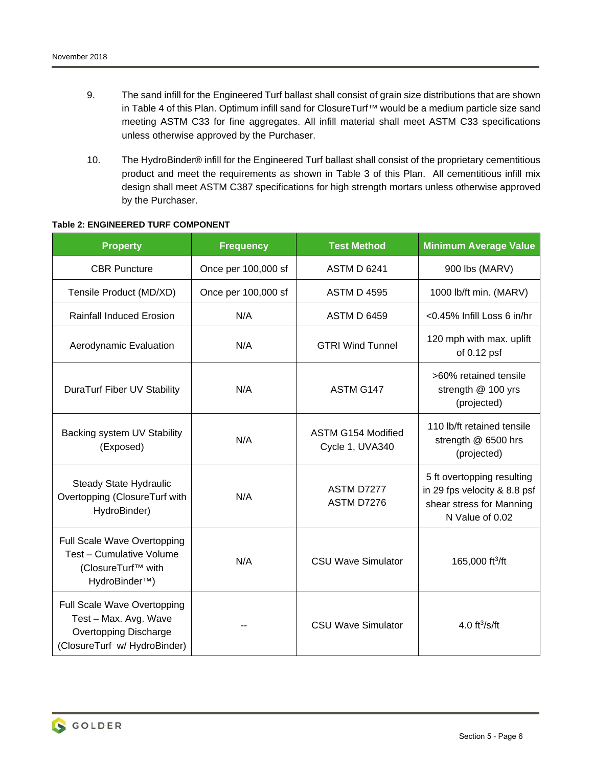9. The sand infill for the Engineered Turf ballast shall consist of grain size distributions that are shown in Table 4 of this Plan. Optimum infill sand for ClosureTurf™ would be a medium particle size sand meeting ASTM C33 for fine aggregates. All infill material shall meet ASTM C33 specifications unless otherwise approved by the Purchaser.

10. The HydroBinder® infill for the Engineered Turf ballast shall consist of the proprietary cementitious product and meet the requirements as shown in Table 3 of this Plan. All cementitious infill mix design shall meet ASTM C387 specifications for high strength mortars unless otherwise approved by the Purchaser.

**Table 2: ENGINEERED TURF COMPONENT**

| Property | Frequency | Test Method | Minimum Average Value |
|---|---|---|---|
| CBR Puncture | Once per 100,000 sf | ASTM D 6241 | 900 lbs (MARV) |
| Tensile Product (MD/XD) | Once per 100,000 sf | ASTM D 4595 | 1000 lb/ft min. (MARV) |
| Rainfall Induced Erosion | N/A | ASTM D 6459 | <0.45% Infill Loss 6 in/hr |
| Aerodynamic Evaluation | N/A | GTRI Wind Tunnel | 120 mph with max. uplift of 0.12 psf |
| DuraTurf Fiber UV Stability | N/A | ASTM G147 | >60% retained tensile strength @ 100 yrs (projected) |
| Backing system UV Stability (Exposed) | N/A | ASTM G154 Modified Cycle 1, UVA340 | 110 lb/ft retained tensile strength @ 6500 hrs (projected) |
| Steady State Hydraulic Overtopping (ClosureTurf with HydroBinder) | N/A | ASTM D7277 ASTM D7276 | 5 ft overtopping resulting in 29 fps velocity & 8.8 psf shear stress for Manning N Value of 0.02 |
| Full Scale Wave Overtopping Test – Cumulative Volume (ClosureTurf™ with HydroBinder™) | N/A | CSU Wave Simulator | 165,000 $ft^3/ft$ |
| Full Scale Wave Overtopping Test – Max. Avg. Wave Overtopping Discharge (ClosureTurf w/ HydroBinder) | -- | CSU Wave Simulator | 4.0 $ft^3/s/ft$ |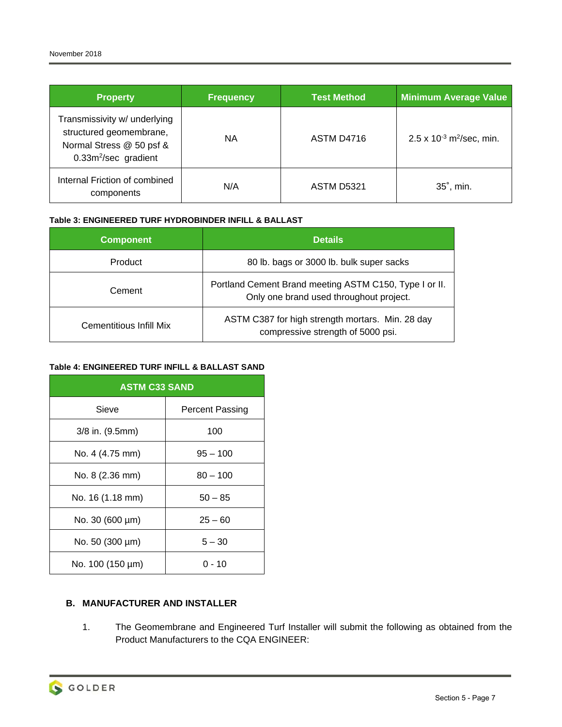| Property | Frequency | Test Method | Minimum Average Value |
| --- | --- | --- | --- |
| Transmissivity w/ underlying structured geomembrane, Normal Stress @ 50 psf & 0.33m$^2$/sec gradient | NA | ASTM D4716 | 2.5 x $10^{-3}$ m$^2$/sec, min. |
| Internal Friction of combined components | N/A | ASTM D5321 | 35˚, min. |

**Table 3: ENGINEERED TURF HYDROBINDER INFILL & BALLAST**

| Component | Details |
| --- | --- |
| Product | 80 lb. bags or 3000 lb. bulk super sacks |
| Cement | Portland Cement Brand meeting ASTM C150, Type I or II. Only one brand used throughout project. |
| Cementitious Infill Mix | ASTM C387 for high strength mortars. Min. 28 day compressive strength of 5000 psi. |

**Table 4: ENGINEERED TURF INFILL & BALLAST SAND**

| ASTM C33 SAND | |
| --- | --- |
| Sieve | Percent Passing |
| 3/8 in. (9.5mm) | 100 |
| No. 4 (4.75 mm) | 95 – 100 |
| No. 8 (2.36 mm) | 80 – 100 |
| No. 16 (1.18 mm) | 50 – 85 |
| No. 30 (600 µm) | 25 – 60 |
| No. 50 (300 µm) | 5 – 30 |
| No. 100 (150 µm) | 0 - 10 |

**B. MANUFACTURER AND INSTALLER**

1. The Geomembrane and Engineered Turf Installer will submit the following as obtained from the Product Manufacturers to the CQA ENGINEER: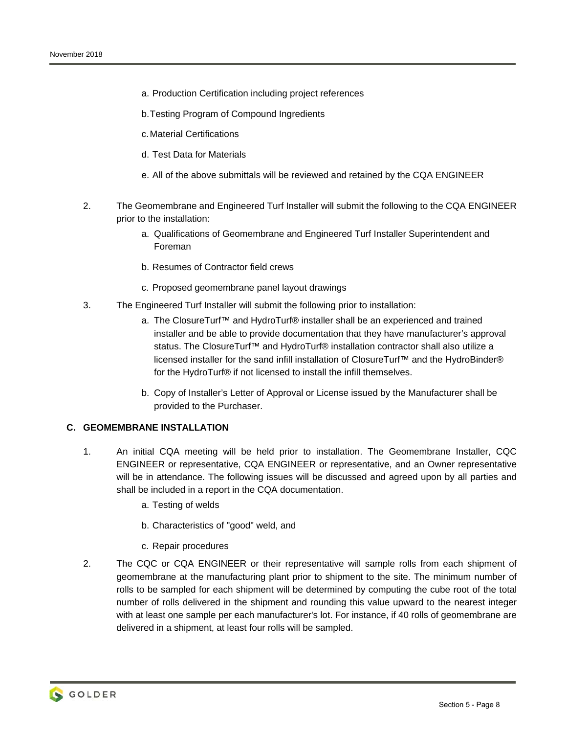a. Production Certification including project references

b. Testing Program of Compound Ingredients

c. Material Certifications

d. Test Data for Materials

e. All of the above submittals will be reviewed and retained by the CQA ENGINEER

2. The Geomembrane and Engineered Turf Installer will submit the following to the CQA ENGINEER prior to the installation:

   a. Qualifications of Geomembrane and Engineered Turf Installer Superintendent and Foreman

   b. Resumes of Contractor field crews

   c. Proposed geomembrane panel layout drawings

3. The Engineered Turf Installer will submit the following prior to installation:

   a. The ClosureTurf™ and HydroTurf® installer shall be an experienced and trained installer and be able to provide documentation that they have manufacturer's approval status. The ClosureTurf™ and HydroTurf® installation contractor shall also utilize a licensed installer for the sand infill installation of ClosureTurf™ and the HydroBinder® for the HydroTurf® if not licensed to install the infill themselves.

   b. Copy of Installer's Letter of Approval or License issued by the Manufacturer shall be provided to the Purchaser.

### C. GEOMEMBRANE INSTALLATION

1. An initial CQA meeting will be held prior to installation. The Geomembrane Installer, CQC ENGINEER or representative, CQA ENGINEER or representative, and an Owner representative will be in attendance. The following issues will be discussed and agreed upon by all parties and shall be included in a report in the CQA documentation.

   a. Testing of welds

   b. Characteristics of "good" weld, and

   c. Repair procedures

2. The CQC or CQA ENGINEER or their representative will sample rolls from each shipment of geomembrane at the manufacturing plant prior to shipment to the site. The minimum number of rolls to be sampled for each shipment will be determined by computing the cube root of the total number of rolls delivered in the shipment and rounding this value upward to the nearest integer with at least one sample per each manufacturer's lot. For instance, if 40 rolls of geomembrane are delivered in a shipment, at least four rolls will be sampled.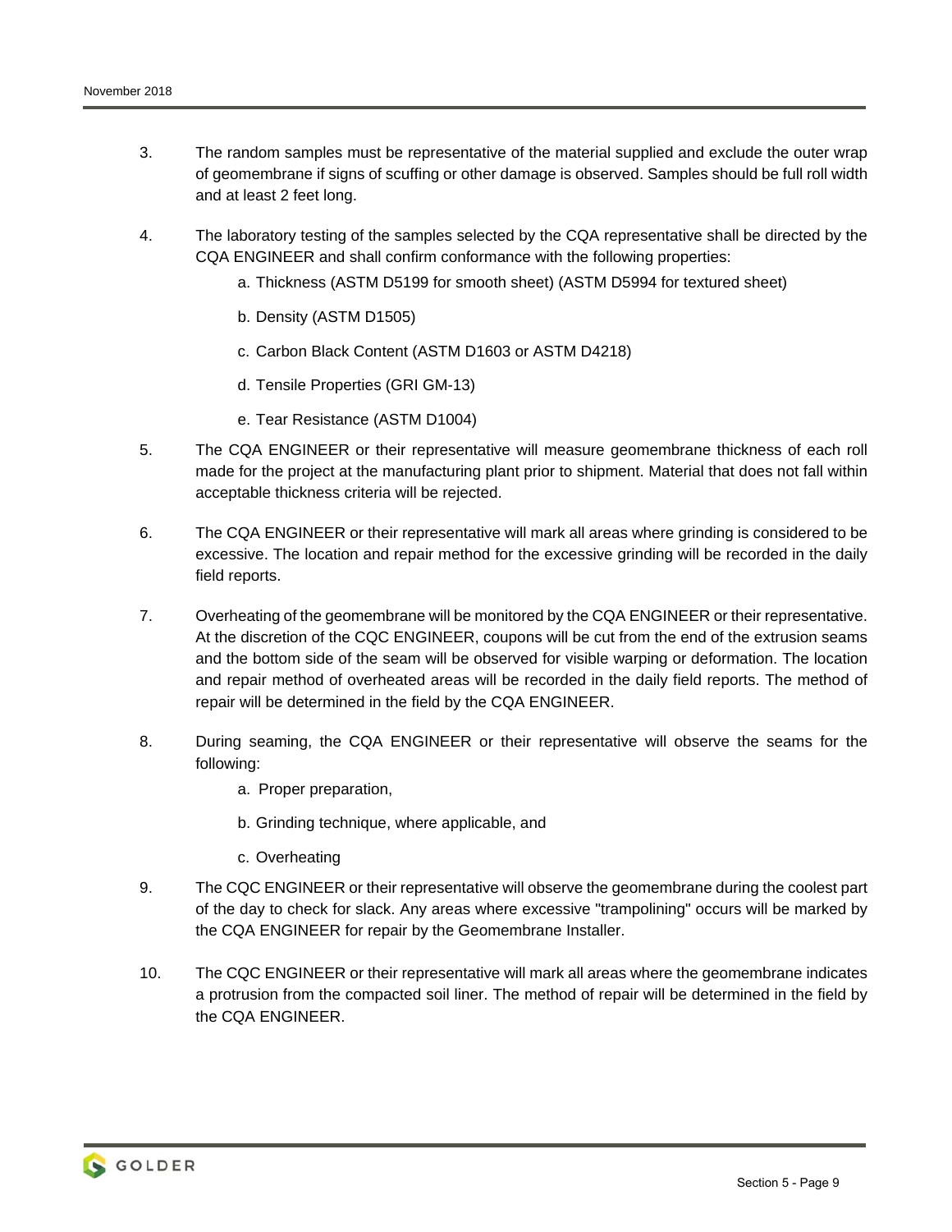3. The random samples must be representative of the material supplied and exclude the outer wrap of geomembrane if signs of scuffing or other damage is observed. Samples should be full roll width and at least 2 feet long.

4. The laboratory testing of the samples selected by the CQA representative shall be directed by the CQA ENGINEER and shall confirm conformance with the following properties:

    a. Thickness (ASTM D5199 for smooth sheet) (ASTM D5994 for textured sheet)

    b. Density (ASTM D1505)

    c. Carbon Black Content (ASTM D1603 or ASTM D4218)

    d. Tensile Properties (GRI GM-13)

    e. Tear Resistance (ASTM D1004)

5. The CQA ENGINEER or their representative will measure geomembrane thickness of each roll made for the project at the manufacturing plant prior to shipment. Material that does not fall within acceptable thickness criteria will be rejected.

6. The CQA ENGINEER or their representative will mark all areas where grinding is considered to be excessive. The location and repair method for the excessive grinding will be recorded in the daily field reports.

7. Overheating of the geomembrane will be monitored by the CQA ENGINEER or their representative. At the discretion of the CQC ENGINEER, coupons will be cut from the end of the extrusion seams and the bottom side of the seam will be observed for visible warping or deformation. The location and repair method of overheated areas will be recorded in the daily field reports. The method of repair will be determined in the field by the CQA ENGINEER.

8. During seaming, the CQA ENGINEER or their representative will observe the seams for the following:

    a. Proper preparation,

    b. Grinding technique, where applicable, and

    c. Overheating

9. The CQC ENGINEER or their representative will observe the geomembrane during the coolest part of the day to check for slack. Any areas where excessive "trampolining" occurs will be marked by the CQA ENGINEER for repair by the Geomembrane Installer.

10. The CQC ENGINEER or their representative will mark all areas where the geomembrane indicates a protrusion from the compacted soil liner. The method of repair will be determined in the field by the CQA ENGINEER.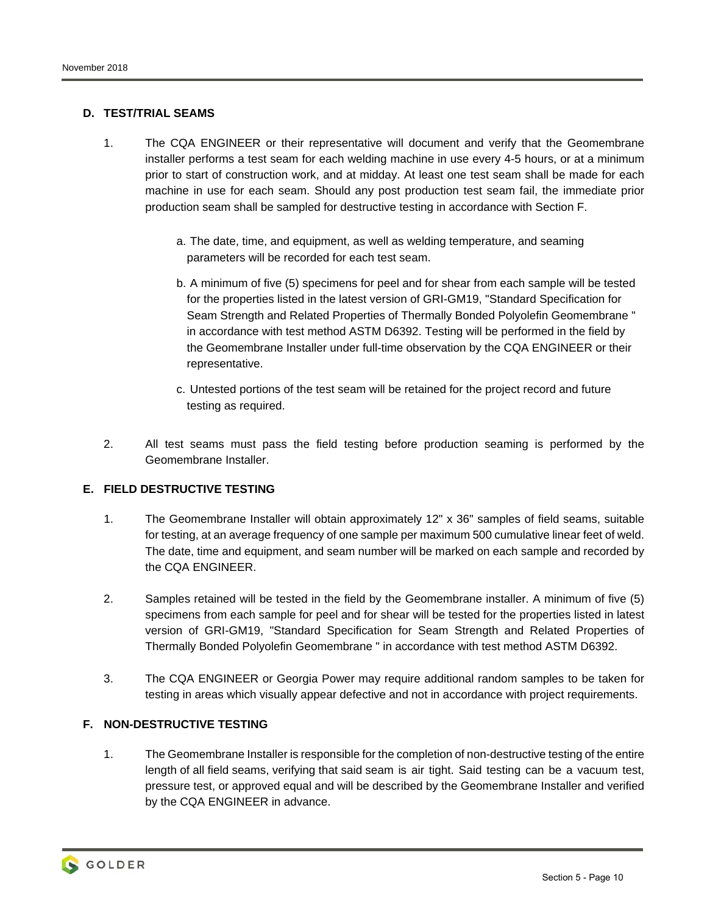## D. TEST/TRIAL SEAMS

1. The CQA ENGINEER or their representative will document and verify that the Geomembrane installer performs a test seam for each welding machine in use every 4-5 hours, or at a minimum prior to start of construction work, and at midday. At least one test seam shall be made for each machine in use for each seam. Should any post production test seam fail, the immediate prior production seam shall be sampled for destructive testing in accordance with Section F.

   a. The date, time, and equipment, as well as welding temperature, and seaming parameters will be recorded for each test seam.

   b. A minimum of five (5) specimens for peel and for shear from each sample will be tested for the properties listed in the latest version of GRI-GM19, "Standard Specification for Seam Strength and Related Properties of Thermally Bonded Polyolefin Geomembrane " in accordance with test method ASTM D6392. Testing will be performed in the field by the Geomembrane Installer under full-time observation by the CQA ENGINEER or their representative.

   c. Untested portions of the test seam will be retained for the project record and future testing as required.

2. All test seams must pass the field testing before production seaming is performed by the Geomembrane Installer.

## E. FIELD DESTRUCTIVE TESTING

1. The Geomembrane Installer will obtain approximately 12" x 36" samples of field seams, suitable for testing, at an average frequency of one sample per maximum 500 cumulative linear feet of weld. The date, time and equipment, and seam number will be marked on each sample and recorded by the CQA ENGINEER.

2. Samples retained will be tested in the field by the Geomembrane installer. A minimum of five (5) specimens from each sample for peel and for shear will be tested for the properties listed in latest version of GRI-GM19, "Standard Specification for Seam Strength and Related Properties of Thermally Bonded Polyolefin Geomembrane " in accordance with test method ASTM D6392.

3. The CQA ENGINEER or Georgia Power may require additional random samples to be taken for testing in areas which visually appear defective and not in accordance with project requirements.

## F. NON-DESTRUCTIVE TESTING

1. The Geomembrane Installer is responsible for the completion of non-destructive testing of the entire length of all field seams, verifying that said seam is air tight. Said testing can be a vacuum test, pressure test, or approved equal and will be described by the Geomembrane Installer and verified by the CQA ENGINEER in advance.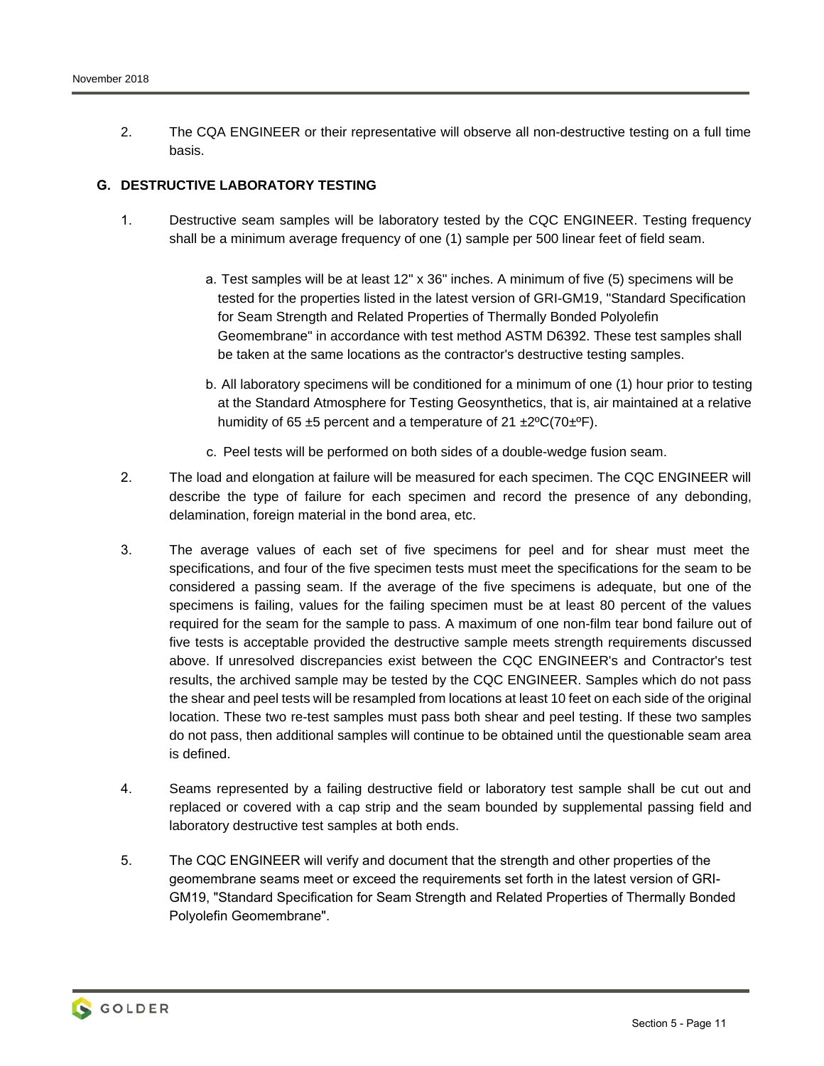2. The CQA ENGINEER or their representative will observe all non-destructive testing on a full time basis.

### G. DESTRUCTIVE LABORATORY TESTING

1. Destructive seam samples will be laboratory tested by the CQC ENGINEER. Testing frequency shall be a minimum average frequency of one (1) sample per 500 linear feet of field seam.

   a. Test samples will be at least 12" x 36" inches. A minimum of five (5) specimens will be tested for the properties listed in the latest version of GRI-GM19, "Standard Specification for Seam Strength and Related Properties of Thermally Bonded Polyolefin Geomembrane" in accordance with test method ASTM D6392. These test samples shall be taken at the same locations as the contractor's destructive testing samples.

   b. All laboratory specimens will be conditioned for a minimum of one (1) hour prior to testing at the Standard Atmosphere for Testing Geosynthetics, that is, air maintained at a relative humidity of 65 ±5 percent and a temperature of 21 ±2ºC(70±ºF).

   c. Peel tests will be performed on both sides of a double-wedge fusion seam.

2. The load and elongation at failure will be measured for each specimen. The CQC ENGINEER will describe the type of failure for each specimen and record the presence of any debonding, delamination, foreign material in the bond area, etc.

3. The average values of each set of five specimens for peel and for shear must meet the specifications, and four of the five specimen tests must meet the specifications for the seam to be considered a passing seam. If the average of the five specimens is adequate, but one of the specimens is failing, values for the failing specimen must be at least 80 percent of the values required for the seam for the sample to pass. A maximum of one non-film tear bond failure out of five tests is acceptable provided the destructive sample meets strength requirements discussed above. If unresolved discrepancies exist between the CQC ENGINEER's and Contractor's test results, the archived sample may be tested by the CQC ENGINEER. Samples which do not pass the shear and peel tests will be resampled from locations at least 10 feet on each side of the original location. These two re-test samples must pass both shear and peel testing. If these two samples do not pass, then additional samples will continue to be obtained until the questionable seam area is defined.

4. Seams represented by a failing destructive field or laboratory test sample shall be cut out and replaced or covered with a cap strip and the seam bounded by supplemental passing field and laboratory destructive test samples at both ends.

5. The CQC ENGINEER will verify and document that the strength and other properties of the geomembrane seams meet or exceed the requirements set forth in the latest version of GRI-GM19, "Standard Specification for Seam Strength and Related Properties of Thermally Bonded Polyolefin Geomembrane".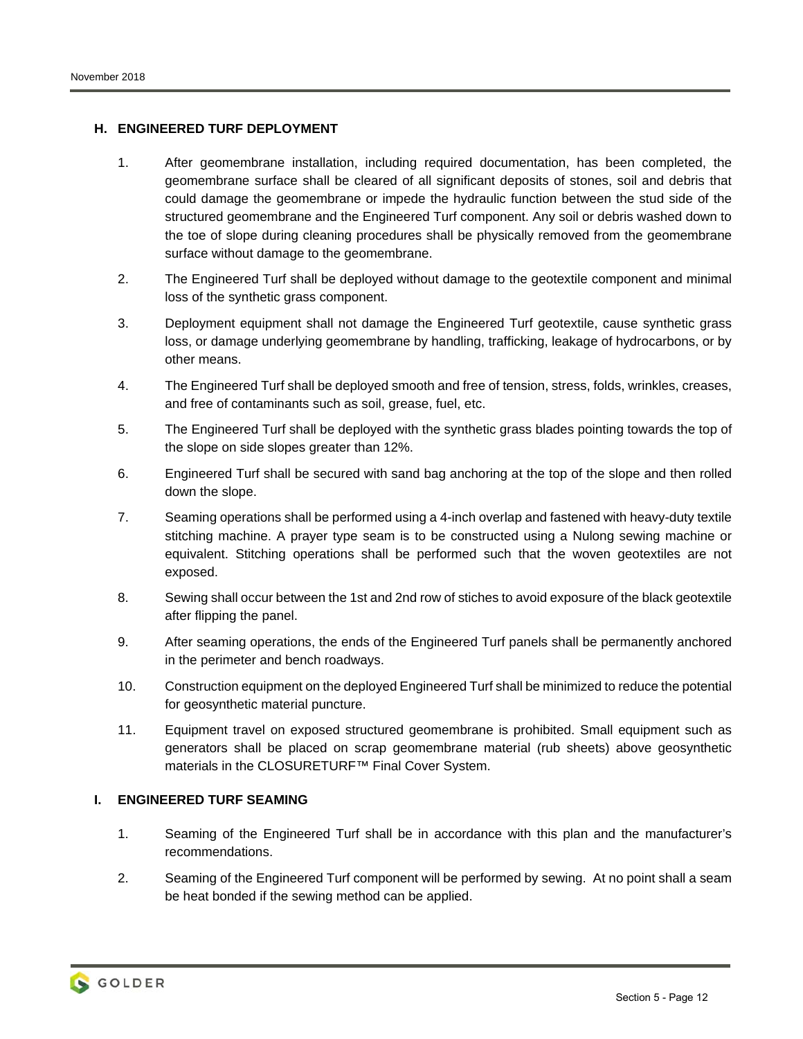### H. ENGINEERED TURF DEPLOYMENT

1. After geomembrane installation, including required documentation, has been completed, the geomembrane surface shall be cleared of all significant deposits of stones, soil and debris that could damage the geomembrane or impede the hydraulic function between the stud side of the structured geomembrane and the Engineered Turf component. Any soil or debris washed down to the toe of slope during cleaning procedures shall be physically removed from the geomembrane surface without damage to the geomembrane.
2. The Engineered Turf shall be deployed without damage to the geotextile component and minimal loss of the synthetic grass component.
3. Deployment equipment shall not damage the Engineered Turf geotextile, cause synthetic grass loss, or damage underlying geomembrane by handling, trafficking, leakage of hydrocarbons, or by other means.
4. The Engineered Turf shall be deployed smooth and free of tension, stress, folds, wrinkles, creases, and free of contaminants such as soil, grease, fuel, etc.
5. The Engineered Turf shall be deployed with the synthetic grass blades pointing towards the top of the slope on side slopes greater than 12%.
6. Engineered Turf shall be secured with sand bag anchoring at the top of the slope and then rolled down the slope.
7. Seaming operations shall be performed using a 4-inch overlap and fastened with heavy-duty textile stitching machine. A prayer type seam is to be constructed using a Nulong sewing machine or equivalent. Stitching operations shall be performed such that the woven geotextiles are not exposed.
8. Sewing shall occur between the 1st and 2nd row of stiches to avoid exposure of the black geotextile after flipping the panel.
9. After seaming operations, the ends of the Engineered Turf panels shall be permanently anchored in the perimeter and bench roadways.
10. Construction equipment on the deployed Engineered Turf shall be minimized to reduce the potential for geosynthetic material puncture.
11. Equipment travel on exposed structured geomembrane is prohibited. Small equipment such as generators shall be placed on scrap geomembrane material (rub sheets) above geosynthetic materials in the CLOSURETURF™ Final Cover System.

### I. ENGINEERED TURF SEAMING

1. Seaming of the Engineered Turf shall be in accordance with this plan and the manufacturer's recommendations.
2. Seaming of the Engineered Turf component will be performed by sewing. At no point shall a seam be heat bonded if the sewing method can be applied.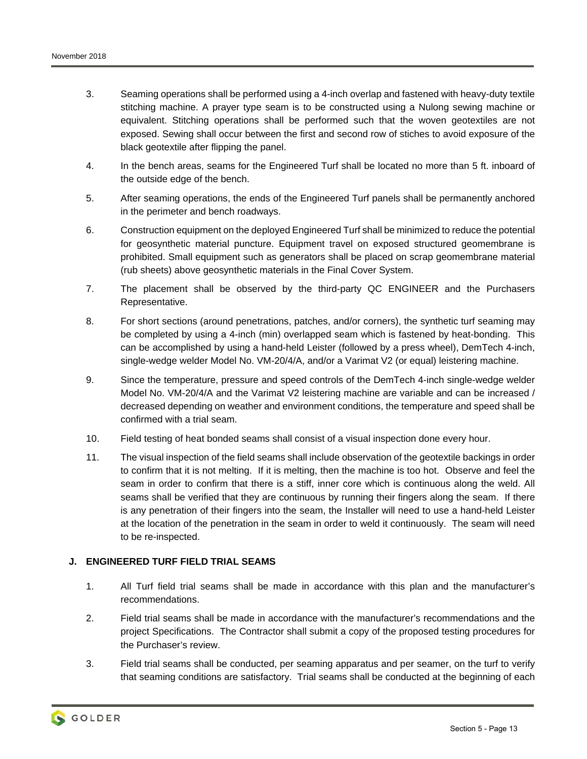3. Seaming operations shall be performed using a 4-inch overlap and fastened with heavy-duty textile stitching machine. A prayer type seam is to be constructed using a Nulong sewing machine or equivalent. Stitching operations shall be performed such that the woven geotextiles are not exposed. Sewing shall occur between the first and second row of stiches to avoid exposure of the black geotextile after flipping the panel.

4. In the bench areas, seams for the Engineered Turf shall be located no more than 5 ft. inboard of the outside edge of the bench.

5. After seaming operations, the ends of the Engineered Turf panels shall be permanently anchored in the perimeter and bench roadways.

6. Construction equipment on the deployed Engineered Turf shall be minimized to reduce the potential for geosynthetic material puncture. Equipment travel on exposed structured geomembrane is prohibited. Small equipment such as generators shall be placed on scrap geomembrane material (rub sheets) above geosynthetic materials in the Final Cover System.

7. The placement shall be observed by the third-party QC ENGINEER and the Purchasers Representative.

8. For short sections (around penetrations, patches, and/or corners), the synthetic turf seaming may be completed by using a 4-inch (min) overlapped seam which is fastened by heat-bonding. This can be accomplished by using a hand-held Leister (followed by a press wheel), DemTech 4-inch, single-wedge welder Model No. VM-20/4/A, and/or a Varimat V2 (or equal) leistering machine.

9. Since the temperature, pressure and speed controls of the DemTech 4-inch single-wedge welder Model No. VM-20/4/A and the Varimat V2 leistering machine are variable and can be increased / decreased depending on weather and environment conditions, the temperature and speed shall be confirmed with a trial seam.

10. Field testing of heat bonded seams shall consist of a visual inspection done every hour.

11. The visual inspection of the field seams shall include observation of the geotextile backings in order to confirm that it is not melting. If it is melting, then the machine is too hot. Observe and feel the seam in order to confirm that there is a stiff, inner core which is continuous along the weld. All seams shall be verified that they are continuous by running their fingers along the seam. If there is any penetration of their fingers into the seam, the Installer will need to use a hand-held Leister at the location of the penetration in the seam in order to weld it continuously. The seam will need to be re-inspected.

## J. ENGINEERED TURF FIELD TRIAL SEAMS

1. All Turf field trial seams shall be made in accordance with this plan and the manufacturer's recommendations.

2. Field trial seams shall be made in accordance with the manufacturer's recommendations and the project Specifications. The Contractor shall submit a copy of the proposed testing procedures for the Purchaser's review.

3. Field trial seams shall be conducted, per seaming apparatus and per seamer, on the turf to verify that seaming conditions are satisfactory. Trial seams shall be conducted at the beginning of each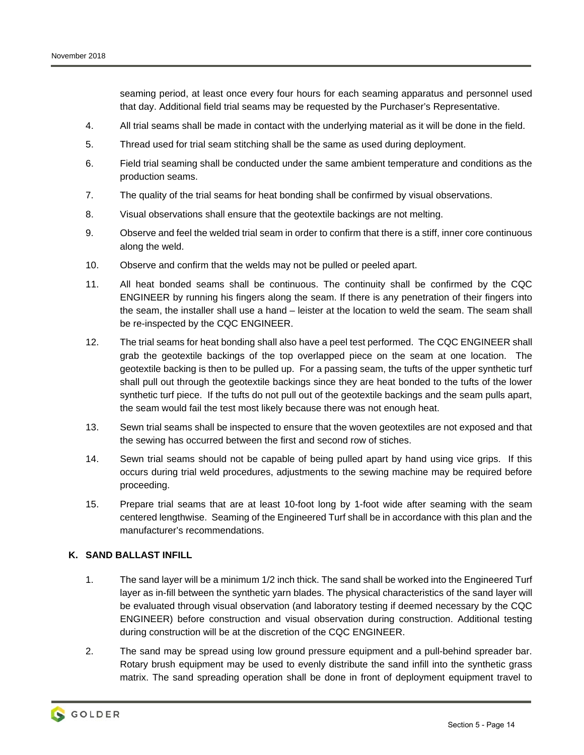seaming period, at least once every four hours for each seaming apparatus and personnel used that day. Additional field trial seams may be requested by the Purchaser's Representative.

4. All trial seams shall be made in contact with the underlying material as it will be done in the field.

5. Thread used for trial seam stitching shall be the same as used during deployment.

6. Field trial seaming shall be conducted under the same ambient temperature and conditions as the production seams.

7. The quality of the trial seams for heat bonding shall be confirmed by visual observations.

8. Visual observations shall ensure that the geotextile backings are not melting.

9. Observe and feel the welded trial seam in order to confirm that there is a stiff, inner core continuous along the weld.

10. Observe and confirm that the welds may not be pulled or peeled apart.

11. All heat bonded seams shall be continuous. The continuity shall be confirmed by the CQC ENGINEER by running his fingers along the seam. If there is any penetration of their fingers into the seam, the installer shall use a hand – leister at the location to weld the seam. The seam shall be re-inspected by the CQC ENGINEER.

12. The trial seams for heat bonding shall also have a peel test performed. The CQC ENGINEER shall grab the geotextile backings of the top overlapped piece on the seam at one location. The geotextile backing is then to be pulled up. For a passing seam, the tufts of the upper synthetic turf shall pull out through the geotextile backings since they are heat bonded to the tufts of the lower synthetic turf piece. If the tufts do not pull out of the geotextile backings and the seam pulls apart, the seam would fail the test most likely because there was not enough heat.

13. Sewn trial seams shall be inspected to ensure that the woven geotextiles are not exposed and that the sewing has occurred between the first and second row of stiches.

14. Sewn trial seams should not be capable of being pulled apart by hand using vice grips. If this occurs during trial weld procedures, adjustments to the sewing machine may be required before proceeding.

15. Prepare trial seams that are at least 10-foot long by 1-foot wide after seaming with the seam centered lengthwise. Seaming of the Engineered Turf shall be in accordance with this plan and the manufacturer's recommendations.

### K. SAND BALLAST INFILL

1. The sand layer will be a minimum 1/2 inch thick. The sand shall be worked into the Engineered Turf layer as in-fill between the synthetic yarn blades. The physical characteristics of the sand layer will be evaluated through visual observation (and laboratory testing if deemed necessary by the CQC ENGINEER) before construction and visual observation during construction. Additional testing during construction will be at the discretion of the CQC ENGINEER.

2. The sand may be spread using low ground pressure equipment and a pull-behind spreader bar. Rotary brush equipment may be used to evenly distribute the sand infill into the synthetic grass matrix. The sand spreading operation shall be done in front of deployment equipment travel to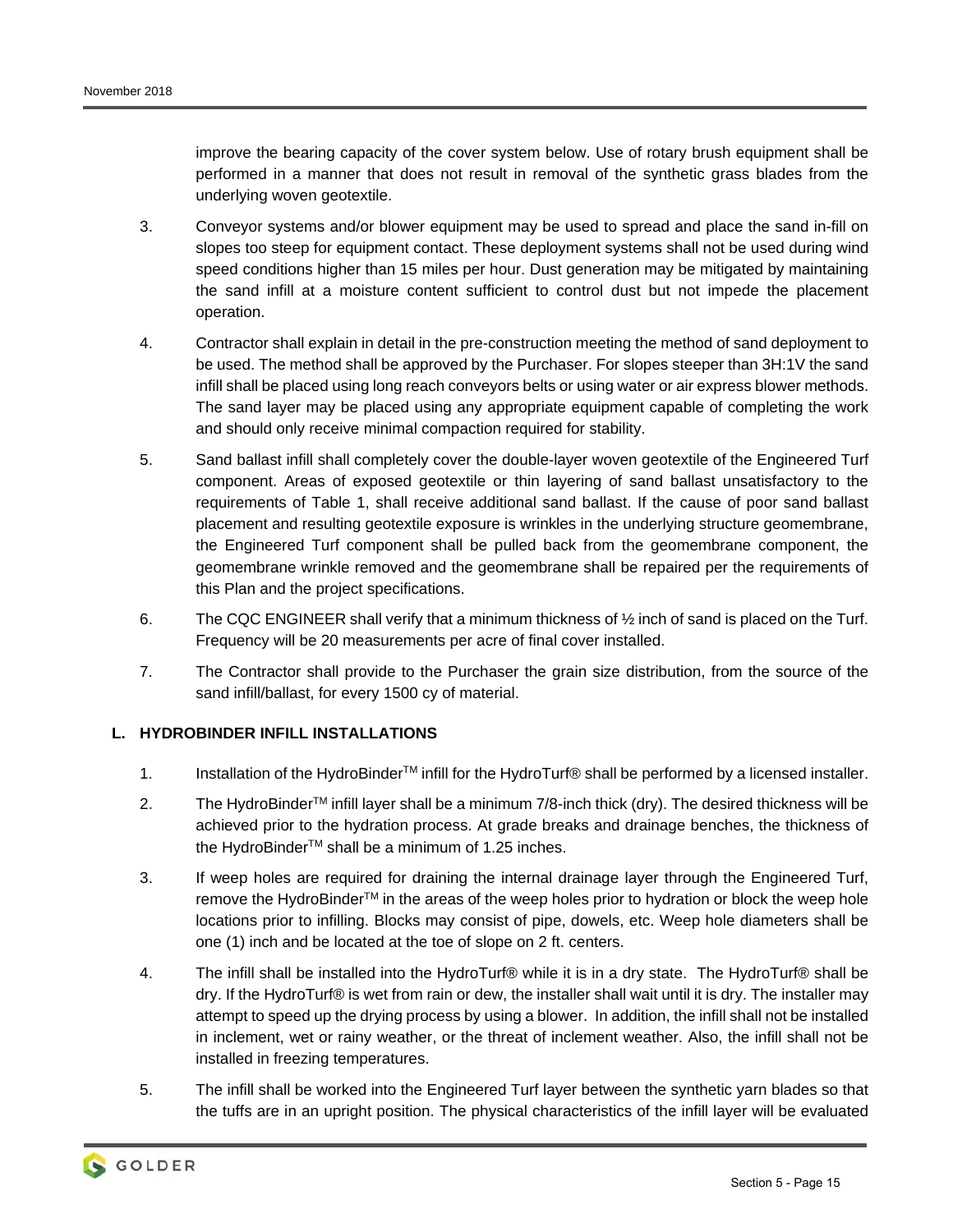improve the bearing capacity of the cover system below. Use of rotary brush equipment shall be performed in a manner that does not result in removal of the synthetic grass blades from the underlying woven geotextile.

3. Conveyor systems and/or blower equipment may be used to spread and place the sand in-fill on slopes too steep for equipment contact. These deployment systems shall not be used during wind speed conditions higher than 15 miles per hour. Dust generation may be mitigated by maintaining the sand infill at a moisture content sufficient to control dust but not impede the placement operation.

4. Contractor shall explain in detail in the pre-construction meeting the method of sand deployment to be used. The method shall be approved by the Purchaser. For slopes steeper than 3H:1V the sand infill shall be placed using long reach conveyors belts or using water or air express blower methods. The sand layer may be placed using any appropriate equipment capable of completing the work and should only receive minimal compaction required for stability.

5. Sand ballast infill shall completely cover the double-layer woven geotextile of the Engineered Turf component. Areas of exposed geotextile or thin layering of sand ballast unsatisfactory to the requirements of Table 1, shall receive additional sand ballast. If the cause of poor sand ballast placement and resulting geotextile exposure is wrinkles in the underlying structure geomembrane, the Engineered Turf component shall be pulled back from the geomembrane component, the geomembrane wrinkle removed and the geomembrane shall be repaired per the requirements of this Plan and the project specifications.

6. The CQC ENGINEER shall verify that a minimum thickness of ½ inch of sand is placed on the Turf. Frequency will be 20 measurements per acre of final cover installed.

7. The Contractor shall provide to the Purchaser the grain size distribution, from the source of the sand infill/ballast, for every 1500 cy of material.

### L. HYDROBINDER INFILL INSTALLATIONS

1. Installation of the HydroBinder™ infill for the HydroTurf® shall be performed by a licensed installer.

2. The HydroBinder™ infill layer shall be a minimum 7/8-inch thick (dry). The desired thickness will be achieved prior to the hydration process. At grade breaks and drainage benches, the thickness of the HydroBinder™ shall be a minimum of 1.25 inches.

3. If weep holes are required for draining the internal drainage layer through the Engineered Turf, remove the HydroBinder™ in the areas of the weep holes prior to hydration or block the weep hole locations prior to infilling. Blocks may consist of pipe, dowels, etc. Weep hole diameters shall be one (1) inch and be located at the toe of slope on 2 ft. centers.

4. The infill shall be installed into the HydroTurf® while it is in a dry state. The HydroTurf® shall be dry. If the HydroTurf® is wet from rain or dew, the installer shall wait until it is dry. The installer may attempt to speed up the drying process by using a blower. In addition, the infill shall not be installed in inclement, wet or rainy weather, or the threat of inclement weather. Also, the infill shall not be installed in freezing temperatures.

5. The infill shall be worked into the Engineered Turf layer between the synthetic yarn blades so that the tuffs are in an upright position. The physical characteristics of the infill layer will be evaluated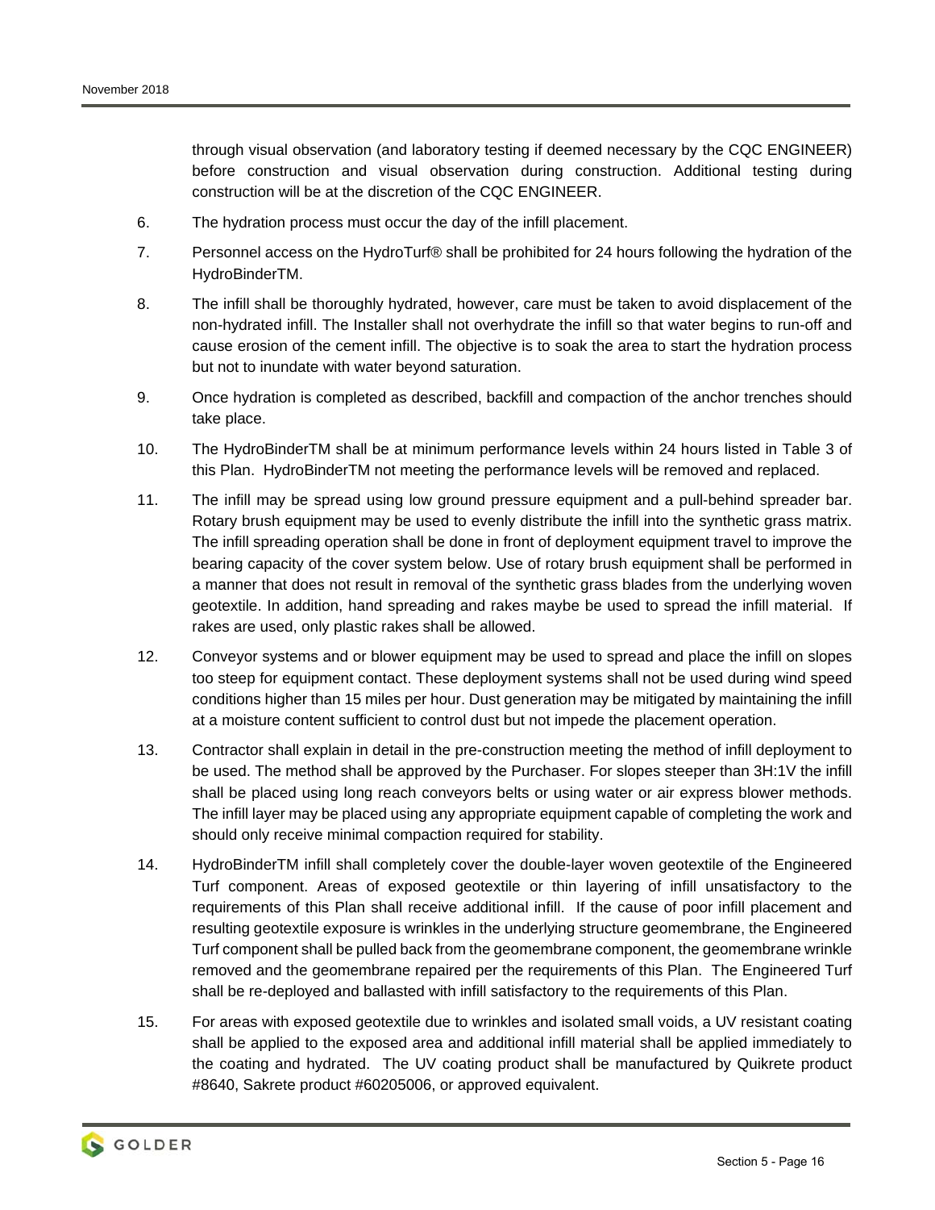through visual observation (and laboratory testing if deemed necessary by the CQC ENGINEER) before construction and visual observation during construction. Additional testing during construction will be at the discretion of the CQC ENGINEER.

6. The hydration process must occur the day of the infill placement.

7. Personnel access on the HydroTurf® shall be prohibited for 24 hours following the hydration of the HydroBinderTM.

8. The infill shall be thoroughly hydrated, however, care must be taken to avoid displacement of the non-hydrated infill. The Installer shall not overhydrate the infill so that water begins to run-off and cause erosion of the cement infill. The objective is to soak the area to start the hydration process but not to inundate with water beyond saturation.

9. Once hydration is completed as described, backfill and compaction of the anchor trenches should take place.

10. The HydroBinderTM shall be at minimum performance levels within 24 hours listed in Table 3 of this Plan. HydroBinderTM not meeting the performance levels will be removed and replaced.

11. The infill may be spread using low ground pressure equipment and a pull-behind spreader bar. Rotary brush equipment may be used to evenly distribute the infill into the synthetic grass matrix. The infill spreading operation shall be done in front of deployment equipment travel to improve the bearing capacity of the cover system below. Use of rotary brush equipment shall be performed in a manner that does not result in removal of the synthetic grass blades from the underlying woven geotextile. In addition, hand spreading and rakes maybe be used to spread the infill material. If rakes are used, only plastic rakes shall be allowed.

12. Conveyor systems and or blower equipment may be used to spread and place the infill on slopes too steep for equipment contact. These deployment systems shall not be used during wind speed conditions higher than 15 miles per hour. Dust generation may be mitigated by maintaining the infill at a moisture content sufficient to control dust but not impede the placement operation.

13. Contractor shall explain in detail in the pre-construction meeting the method of infill deployment to be used. The method shall be approved by the Purchaser. For slopes steeper than 3H:1V the infill shall be placed using long reach conveyors belts or using water or air express blower methods. The infill layer may be placed using any appropriate equipment capable of completing the work and should only receive minimal compaction required for stability.

14. HydroBinderTM infill shall completely cover the double-layer woven geotextile of the Engineered Turf component. Areas of exposed geotextile or thin layering of infill unsatisfactory to the requirements of this Plan shall receive additional infill. If the cause of poor infill placement and resulting geotextile exposure is wrinkles in the underlying structure geomembrane, the Engineered Turf component shall be pulled back from the geomembrane component, the geomembrane wrinkle removed and the geomembrane repaired per the requirements of this Plan. The Engineered Turf shall be re-deployed and ballasted with infill satisfactory to the requirements of this Plan.

15. For areas with exposed geotextile due to wrinkles and isolated small voids, a UV resistant coating shall be applied to the exposed area and additional infill material shall be applied immediately to the coating and hydrated. The UV coating product shall be manufactured by Quikrete product #8640, Sakrete product #60205006, or approved equivalent.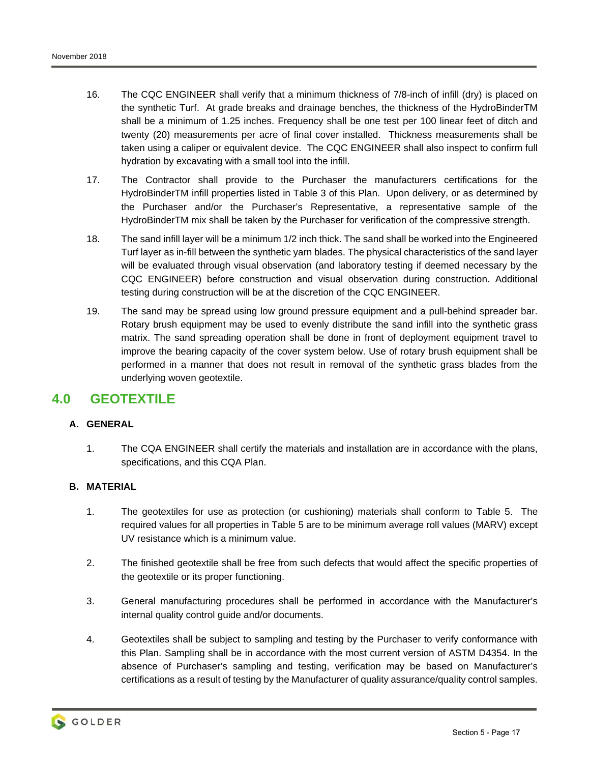16. The CQC ENGINEER shall verify that a minimum thickness of 7/8-inch of infill (dry) is placed on the synthetic Turf. At grade breaks and drainage benches, the thickness of the HydroBinderTM shall be a minimum of 1.25 inches. Frequency shall be one test per 100 linear feet of ditch and twenty (20) measurements per acre of final cover installed. Thickness measurements shall be taken using a caliper or equivalent device. The CQC ENGINEER shall also inspect to confirm full hydration by excavating with a small tool into the infill.

17. The Contractor shall provide to the Purchaser the manufacturers certifications for the HydroBinderTM infill properties listed in Table 3 of this Plan. Upon delivery, or as determined by the Purchaser and/or the Purchaser's Representative, a representative sample of the HydroBinderTM mix shall be taken by the Purchaser for verification of the compressive strength.

18. The sand infill layer will be a minimum 1/2 inch thick. The sand shall be worked into the Engineered Turf layer as in-fill between the synthetic yarn blades. The physical characteristics of the sand layer will be evaluated through visual observation (and laboratory testing if deemed necessary by the CQC ENGINEER) before construction and visual observation during construction. Additional testing during construction will be at the discretion of the CQC ENGINEER.

19. The sand may be spread using low ground pressure equipment and a pull-behind spreader bar. Rotary brush equipment may be used to evenly distribute the sand infill into the synthetic grass matrix. The sand spreading operation shall be done in front of deployment equipment travel to improve the bearing capacity of the cover system below. Use of rotary brush equipment shall be performed in a manner that does not result in removal of the synthetic grass blades from the underlying woven geotextile.

## 4.0 GEOTEXTILE

### A. GENERAL

1. The CQA ENGINEER shall certify the materials and installation are in accordance with the plans, specifications, and this CQA Plan.

### B. MATERIAL

1. The geotextiles for use as protection (or cushioning) materials shall conform to Table 5. The required values for all properties in Table 5 are to be minimum average roll values (MARV) except UV resistance which is a minimum value.

2. The finished geotextile shall be free from such defects that would affect the specific properties of the geotextile or its proper functioning.

3. General manufacturing procedures shall be performed in accordance with the Manufacturer's internal quality control guide and/or documents.

4. Geotextiles shall be subject to sampling and testing by the Purchaser to verify conformance with this Plan. Sampling shall be in accordance with the most current version of ASTM D4354. In the absence of Purchaser's sampling and testing, verification may be based on Manufacturer's certifications as a result of testing by the Manufacturer of quality assurance/quality control samples.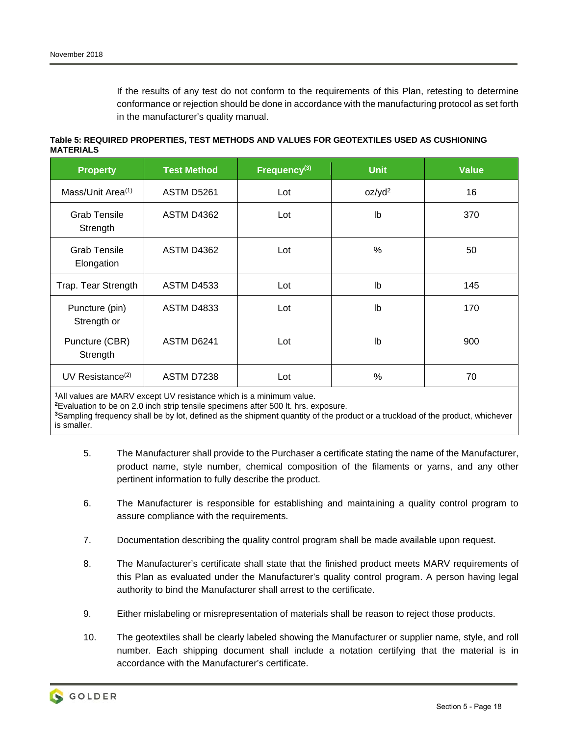If the results of any test do not conform to the requirements of this Plan, retesting to determine conformance or rejection should be done in accordance with the manufacturing protocol as set forth in the manufacturer's quality manual.

**Table 5: REQUIRED PROPERTIES, TEST METHODS AND VALUES FOR GEOTEXTILES USED AS CUSHIONING MATERIALS**

| Property | Test Method | Frequency(3) | Unit | Value |
|---|---|---|---|---|
| Mass/Unit Area(1) | ASTM D5261 | Lot | $oz/yd^2$ | 16 |
| Grab Tensile Strength | ASTM D4362 | Lot | lb | 370 |
| Grab Tensile Elongation | ASTM D4362 | Lot | % | 50 |
| Trap. Tear Strength | ASTM D4533 | Lot | lb | 145 |
| Puncture (pin) Strength or | ASTM D4833 | Lot | lb | 170 |
| Puncture (CBR) Strength | ASTM D6241 | Lot | lb | 900 |
| UV Resistance(2) | ASTM D7238 | Lot | % | 70 |

1All values are MARV except UV resistance which is a minimum value.
2Evaluation to be on 2.0 inch strip tensile specimens after 500 lt. hrs. exposure.
3Sampling frequency shall be by lot, defined as the shipment quantity of the product or a truckload of the product, whichever is smaller.

5. The Manufacturer shall provide to the Purchaser a certificate stating the name of the Manufacturer, product name, style number, chemical composition of the filaments or yarns, and any other pertinent information to fully describe the product.

6. The Manufacturer is responsible for establishing and maintaining a quality control program to assure compliance with the requirements.

7. Documentation describing the quality control program shall be made available upon request.

8. The Manufacturer's certificate shall state that the finished product meets MARV requirements of this Plan as evaluated under the Manufacturer's quality control program. A person having legal authority to bind the Manufacturer shall arrest to the certificate.

9. Either mislabeling or misrepresentation of materials shall be reason to reject those products.

10. The geotextiles shall be clearly labeled showing the Manufacturer or supplier name, style, and roll number. Each shipping document shall include a notation certifying that the material is in accordance with the Manufacturer's certificate.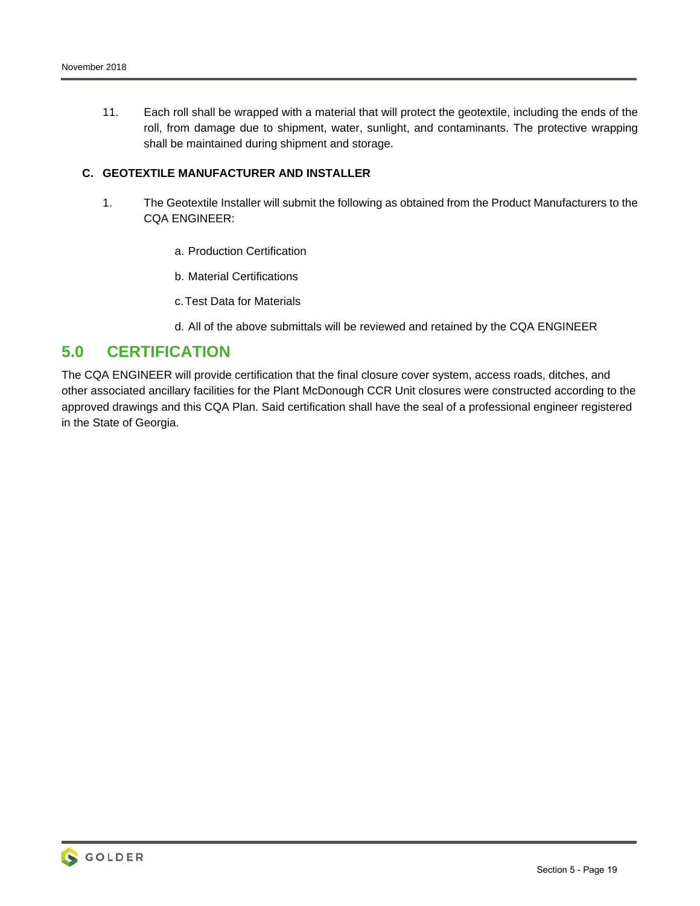11. Each roll shall be wrapped with a material that will protect the geotextile, including the ends of the roll, from damage due to shipment, water, sunlight, and contaminants. The protective wrapping shall be maintained during shipment and storage.

**C. GEOTEXTILE MANUFACTURER AND INSTALLER**

1. The Geotextile Installer will submit the following as obtained from the Product Manufacturers to the CQA ENGINEER:

   a. Production Certification

   b. Material Certifications

   c. Test Data for Materials

   d. All of the above submittals will be reviewed and retained by the CQA ENGINEER

## 5.0 CERTIFICATION

The CQA ENGINEER will provide certification that the final closure cover system, access roads, ditches, and other associated ancillary facilities for the Plant McDonough CCR Unit closures were constructed according to the approved drawings and this CQA Plan. Said certification shall have the seal of a professional engineer registered in the State of Georgia.